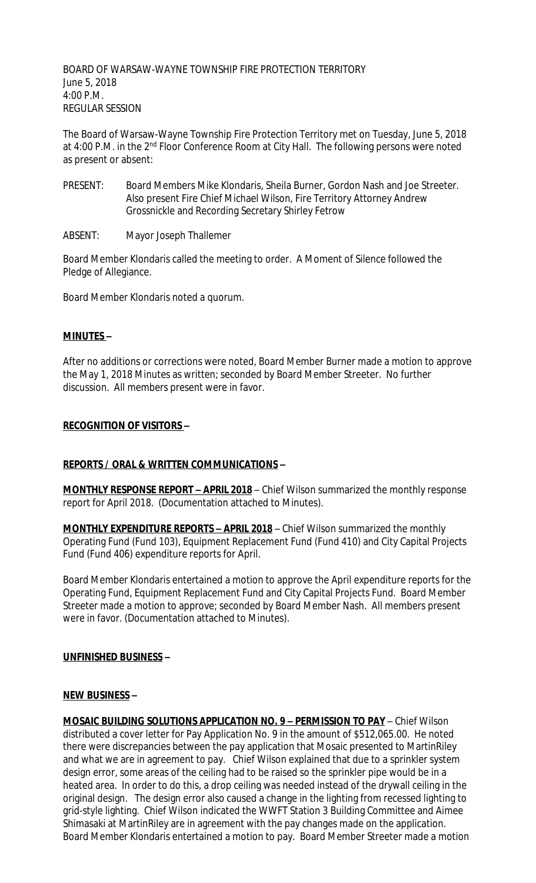BOARD OF WARSAW-WAYNE TOWNSHIP FIRE PROTECTION TERRITORY
June 5, 2018
4:00 P.M.
REGULAR SESSION

The Board of Warsaw-Wayne Township Fire Protection Territory met on Tuesday, June 5, 2018 at 4:00 P.M. in the 2nd Floor Conference Room at City Hall. The following persons were noted as present or absent:

PRESENT: Board Members Mike Klondaris, Sheila Burner, Gordon Nash and Joe Streeter. Also present Fire Chief Michael Wilson, Fire Territory Attorney Andrew Grossnickle and Recording Secretary Shirley Fetrow

ABSENT: Mayor Joseph Thallemer

Board Member Klondaris called the meeting to order. A Moment of Silence followed the Pledge of Allegiance.

Board Member Klondaris noted a quorum.

**MINUTES –**

After no additions or corrections were noted, Board Member Burner made a motion to approve the May 1, 2018 Minutes as written; seconded by Board Member Streeter. No further discussion. All members present were in favor.

**RECOGNITION OF VISITORS –**

**REPORTS / ORAL & WRITTEN COMMUNICATIONS –**

**MONTHLY RESPONSE REPORT – APRIL 2018** – Chief Wilson summarized the monthly response report for April 2018. (Documentation attached to Minutes).

**MONTHLY EXPENDITURE REPORTS – APRIL 2018** – Chief Wilson summarized the monthly Operating Fund (Fund 103), Equipment Replacement Fund (Fund 410) and City Capital Projects Fund (Fund 406) expenditure reports for April.

Board Member Klondaris entertained a motion to approve the April expenditure reports for the Operating Fund, Equipment Replacement Fund and City Capital Projects Fund. Board Member Streeter made a motion to approve; seconded by Board Member Nash. All members present were in favor. (Documentation attached to Minutes).

**UNFINISHED BUSINESS –**

**NEW BUSINESS –**

**MOSAIC BUILDING SOLUTIONS APPLICATION NO. 9 – PERMISSION TO PAY** – Chief Wilson distributed a cover letter for Pay Application No. 9 in the amount of $512,065.00. He noted there were discrepancies between the pay application that Mosaic presented to MartinRiley and what we are in agreement to pay. Chief Wilson explained that due to a sprinkler system design error, some areas of the ceiling had to be raised so the sprinkler pipe would be in a heated area. In order to do this, a drop ceiling was needed instead of the drywall ceiling in the original design. The design error also caused a change in the lighting from recessed lighting to grid-style lighting. Chief Wilson indicated the WWFT Station 3 Building Committee and Aimee Shimasaki at MartinRiley are in agreement with the pay changes made on the application. Board Member Klondaris entertained a motion to pay. Board Member Streeter made a motion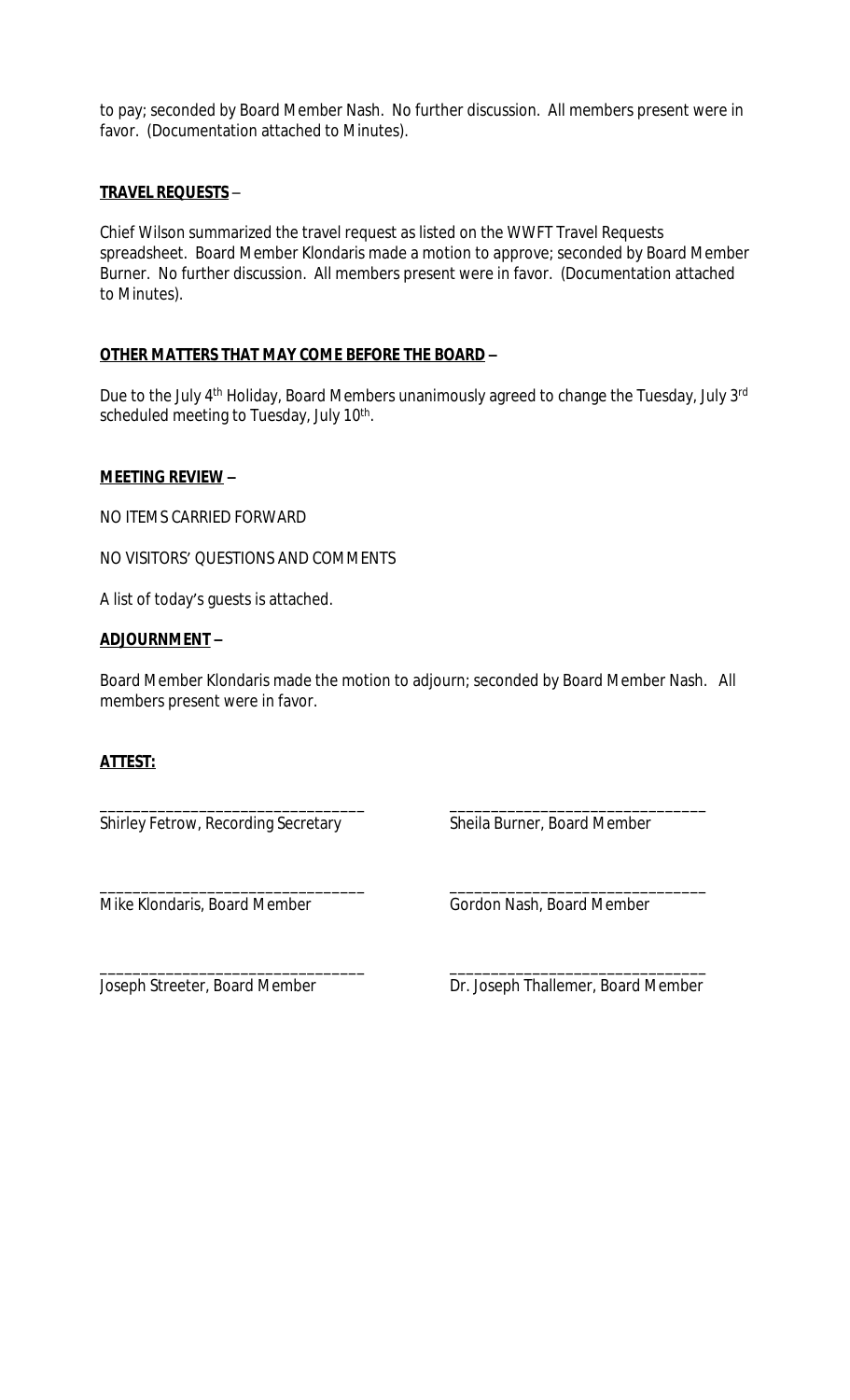to pay; seconded by Board Member Nash. No further discussion. All members present were in favor. (Documentation attached to Minutes).

**TRAVEL REQUESTS** –

Chief Wilson summarized the travel request as listed on the WWFT Travel Requests spreadsheet. Board Member Klondaris made a motion to approve; seconded by Board Member Burner. No further discussion. All members present were in favor. (Documentation attached to Minutes).

**OTHER MATTERS THAT MAY COME BEFORE THE BOARD** –

Due to the July 4th Holiday, Board Members unanimously agreed to change the Tuesday, July 3rd scheduled meeting to Tuesday, July 10th.

**MEETING REVIEW** –

NO ITEMS CARRIED FORWARD

NO VISITORS' QUESTIONS AND COMMENTS

A list of today's guests is attached.

**ADJOURNMENT** –

Board Member Klondaris made the motion to adjourn; seconded by Board Member Nash. All members present were in favor.

**ATTEST:**

| | |
|---|---|
| ______________________________ | ______________________________ |
| Shirley Fetrow, Recording Secretary | Sheila Burner, Board Member |
| ______________________________ | ______________________________ |
| Mike Klondaris, Board Member | Gordon Nash, Board Member |
| ______________________________ | ______________________________ |
| Joseph Streeter, Board Member | Dr. Joseph Thallemer, Board Member |